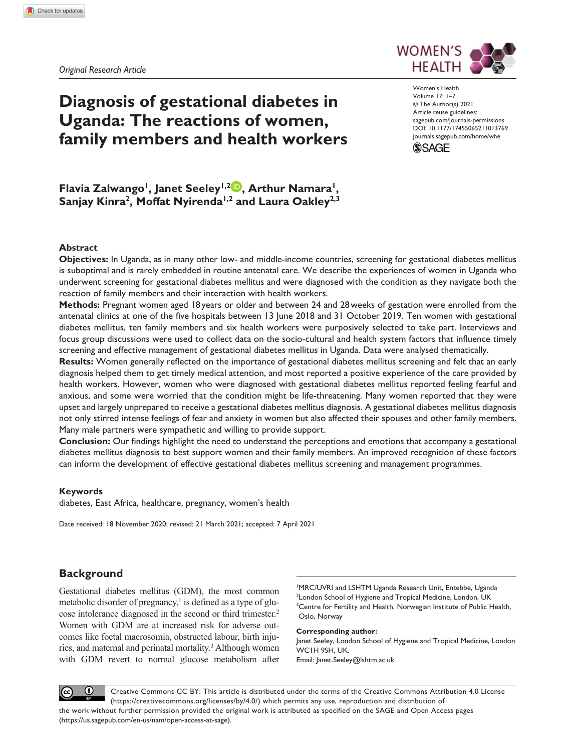*Original Research Article*

# Diagnosis of gestational diabetes in Uganda: The reactions of women, family members and health workers

Women's Health
Volume 17: 1–7
© The Author(s) 2021
Article reuse guidelines:
sagepub.com/journals-permissions
DOI: 10.1177/17455065211013769
journals.sagepub.com/home/whe

**Flavia Zalwango[1], Janet Seeley[1,2], Arthur Namara[1], Sanjay Kinra[2], Moffat Nyirenda[1,2] and Laura Oakley[2,3]**

## Abstract

**Objectives:** In Uganda, as in many other low- and middle-income countries, screening for gestational diabetes mellitus is suboptimal and is rarely embedded in routine antenatal care. We describe the experiences of women in Uganda who underwent screening for gestational diabetes mellitus and were diagnosed with the condition as they navigate both the reaction of family members and their interaction with health workers.

**Methods:** Pregnant women aged 18 years or older and between 24 and 28 weeks of gestation were enrolled from the antenatal clinics at one of the five hospitals between 13 June 2018 and 31 October 2019. Ten women with gestational diabetes mellitus, ten family members and six health workers were purposively selected to take part. Interviews and focus group discussions were used to collect data on the socio-cultural and health system factors that influence timely screening and effective management of gestational diabetes mellitus in Uganda. Data were analysed thematically.

**Results:** Women generally reflected on the importance of gestational diabetes mellitus screening and felt that an early diagnosis helped them to get timely medical attention, and most reported a positive experience of the care provided by health workers. However, women who were diagnosed with gestational diabetes mellitus reported feeling fearful and anxious, and some were worried that the condition might be life-threatening. Many women reported that they were upset and largely unprepared to receive a gestational diabetes mellitus diagnosis. A gestational diabetes mellitus diagnosis not only stirred intense feelings of fear and anxiety in women but also affected their spouses and other family members. Many male partners were sympathetic and willing to provide support.

**Conclusion:** Our findings highlight the need to understand the perceptions and emotions that accompany a gestational diabetes mellitus diagnosis to best support women and their family members. An improved recognition of these factors can inform the development of effective gestational diabetes mellitus screening and management programmes.

### Keywords

diabetes, East Africa, healthcare, pregnancy, women's health

Date received: 18 November 2020; revised: 21 March 2021; accepted: 7 April 2021

## Background

Gestational diabetes mellitus (GDM), the most common metabolic disorder of pregnancy,[1] is defined as a type of glucose intolerance diagnosed in the second or third trimester.[2] Women with GDM are at increased risk for adverse outcomes like foetal macrosomia, obstructed labour, birth injuries, and maternal and perinatal mortality.[3] Although women with GDM revert to normal glucose metabolism after

[1]MRC/UVRI and LSHTM Uganda Research Unit, Entebbe, Uganda
[2]London School of Hygiene and Tropical Medicine, London, UK
[3]Centre for Fertility and Health, Norwegian Institute of Public Health, Oslo, Norway

**Corresponding author:**
Janet Seeley, London School of Hygiene and Tropical Medicine, London WC1H 9SH, UK.
Email: Janet.Seeley@lshtm.ac.uk

Creative Commons CC BY: This article is distributed under the terms of the Creative Commons Attribution 4.0 License (https://creativecommons.org/licenses/by/4.0/) which permits any use, reproduction and distribution of the work without further permission provided the original work is attributed as specified on the SAGE and Open Access pages (https://us.sagepub.com/en-us/nam/open-access-at-sage).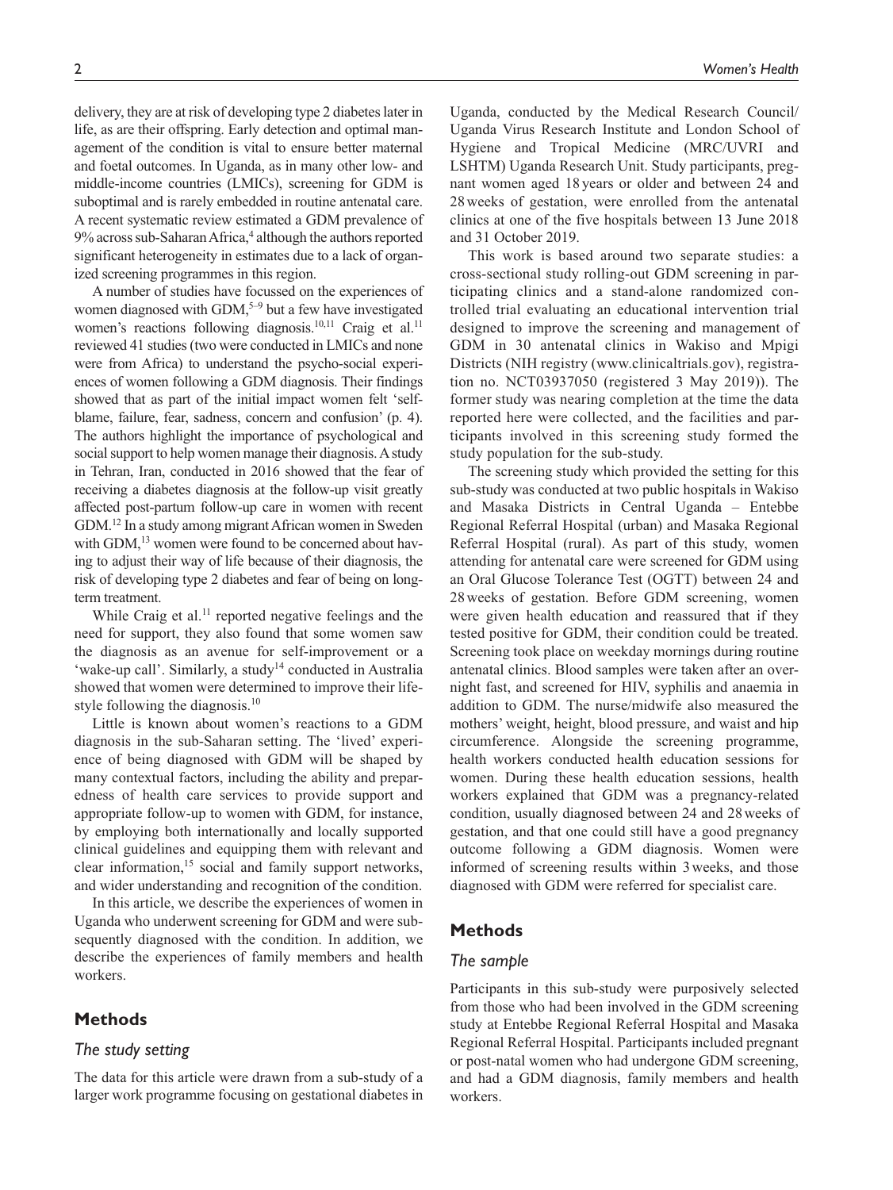delivery, they are at risk of developing type 2 diabetes later in life, as are their offspring. Early detection and optimal management of the condition is vital to ensure better maternal and foetal outcomes. In Uganda, as in many other low- and middle-income countries (LMICs), screening for GDM is suboptimal and is rarely embedded in routine antenatal care. A recent systematic review estimated a GDM prevalence of 9% across sub-Saharan Africa,[4] although the authors reported significant heterogeneity in estimates due to a lack of organized screening programmes in this region.

A number of studies have focussed on the experiences of women diagnosed with GDM,[5–9] but a few have investigated women's reactions following diagnosis.[10,11] Craig et al.[11] reviewed 41 studies (two were conducted in LMICs and none were from Africa) to understand the psycho-social experiences of women following a GDM diagnosis. Their findings showed that as part of the initial impact women felt 'self-blame, failure, fear, sadness, concern and confusion' (p. 4). The authors highlight the importance of psychological and social support to help women manage their diagnosis. A study in Tehran, Iran, conducted in 2016 showed that the fear of receiving a diabetes diagnosis at the follow-up visit greatly affected post-partum follow-up care in women with recent GDM.[12] In a study among migrant African women in Sweden with GDM,[13] women were found to be concerned about having to adjust their way of life because of their diagnosis, the risk of developing type 2 diabetes and fear of being on long-term treatment.

While Craig et al.[11] reported negative feelings and the need for support, they also found that some women saw the diagnosis as an avenue for self-improvement or a 'wake-up call'. Similarly, a study[14] conducted in Australia showed that women were determined to improve their lifestyle following the diagnosis.[10]

Little is known about women's reactions to a GDM diagnosis in the sub-Saharan setting. The 'lived' experience of being diagnosed with GDM will be shaped by many contextual factors, including the ability and preparedness of health care services to provide support and appropriate follow-up to women with GDM, for instance, by employing both internationally and locally supported clinical guidelines and equipping them with relevant and clear information,[15] social and family support networks, and wider understanding and recognition of the condition.

In this article, we describe the experiences of women in Uganda who underwent screening for GDM and were subsequently diagnosed with the condition. In addition, we describe the experiences of family members and health workers.

## Methods

### *The study setting*

The data for this article were drawn from a sub-study of a larger work programme focusing on gestational diabetes in Uganda, conducted by the Medical Research Council/ Uganda Virus Research Institute and London School of Hygiene and Tropical Medicine (MRC/UVRI and LSHTM) Uganda Research Unit. Study participants, pregnant women aged 18 years or older and between 24 and 28 weeks of gestation, were enrolled from the antenatal clinics at one of the five hospitals between 13 June 2018 and 31 October 2019.

This work is based around two separate studies: a cross-sectional study rolling-out GDM screening in participating clinics and a stand-alone randomized controlled trial evaluating an educational intervention trial designed to improve the screening and management of GDM in 30 antenatal clinics in Wakiso and Mpigi Districts (NIH registry (www.clinicaltrials.gov), registration no. NCT03937050 (registered 3 May 2019)). The former study was nearing completion at the time the data reported here were collected, and the facilities and participants involved in this screening study formed the study population for the sub-study.

The screening study which provided the setting for this sub-study was conducted at two public hospitals in Wakiso and Masaka Districts in Central Uganda – Entebbe Regional Referral Hospital (urban) and Masaka Regional Referral Hospital (rural). As part of this study, women attending for antenatal care were screened for GDM using an Oral Glucose Tolerance Test (OGTT) between 24 and 28 weeks of gestation. Before GDM screening, women were given health education and reassured that if they tested positive for GDM, their condition could be treated. Screening took place on weekday mornings during routine antenatal clinics. Blood samples were taken after an overnight fast, and screened for HIV, syphilis and anaemia in addition to GDM. The nurse/midwife also measured the mothers' weight, height, blood pressure, and waist and hip circumference. Alongside the screening programme, health workers conducted health education sessions for women. During these health education sessions, health workers explained that GDM was a pregnancy-related condition, usually diagnosed between 24 and 28 weeks of gestation, and that one could still have a good pregnancy outcome following a GDM diagnosis. Women were informed of screening results within 3 weeks, and those diagnosed with GDM were referred for specialist care.

## Methods

### *The sample*

Participants in this sub-study were purposively selected from those who had been involved in the GDM screening study at Entebbe Regional Referral Hospital and Masaka Regional Referral Hospital. Participants included pregnant or post-natal women who had undergone GDM screening, and had a GDM diagnosis, family members and health workers.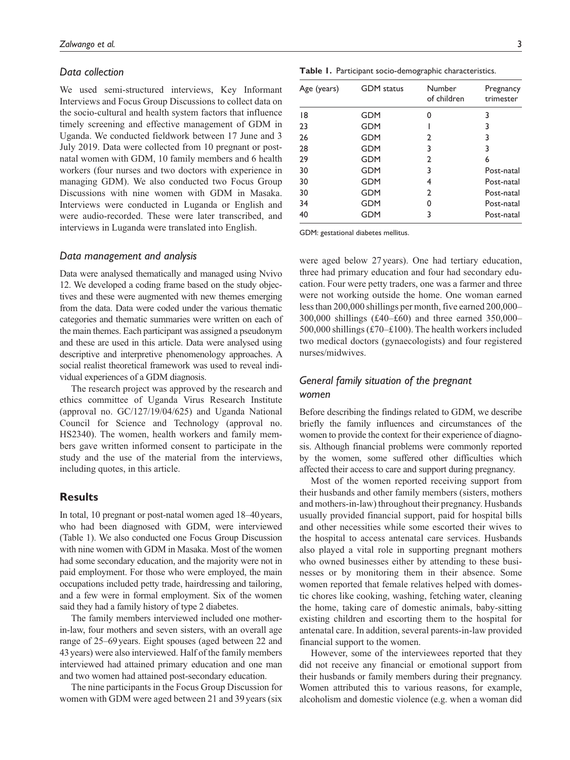### *Data collection*

We used semi-structured interviews, Key Informant Interviews and Focus Group Discussions to collect data on the socio-cultural and health system factors that influence timely screening and effective management of GDM in Uganda. We conducted fieldwork between 17 June and 3 July 2019. Data were collected from 10 pregnant or post-natal women with GDM, 10 family members and 6 health workers (four nurses and two doctors with experience in managing GDM). We also conducted two Focus Group Discussions with nine women with GDM in Masaka. Interviews were conducted in Luganda or English and were audio-recorded. These were later transcribed, and interviews in Luganda were translated into English.

### *Data management and analysis*

Data were analysed thematically and managed using Nvivo 12. We developed a coding frame based on the study objectives and these were augmented with new themes emerging from the data. Data were coded under the various thematic categories and thematic summaries were written on each of the main themes. Each participant was assigned a pseudonym and these are used in this article. Data were analysed using descriptive and interpretive phenomenology approaches. A social realist theoretical framework was used to reveal individual experiences of a GDM diagnosis.

The research project was approved by the research and ethics committee of Uganda Virus Research Institute (approval no. GC/127/19/04/625) and Uganda National Council for Science and Technology (approval no. HS2340). The women, health workers and family members gave written informed consent to participate in the study and the use of the material from the interviews, including quotes, in this article.

## Results

In total, 10 pregnant or post-natal women aged 18–40 years, who had been diagnosed with GDM, were interviewed (Table 1). We also conducted one Focus Group Discussion with nine women with GDM in Masaka. Most of the women had some secondary education, and the majority were not in paid employment. For those who were employed, the main occupations included petty trade, hairdressing and tailoring, and a few were in formal employment. Six of the women said they had a family history of type 2 diabetes.

The family members interviewed included one mother-in-law, four mothers and seven sisters, with an overall age range of 25–69 years. Eight spouses (aged between 22 and 43 years) were also interviewed. Half of the family members interviewed had attained primary education and one man and two women had attained post-secondary education.

The nine participants in the Focus Group Discussion for women with GDM were aged between 21 and 39 years (six were aged below 27 years). One had tertiary education, three had primary education and four had secondary education. Four were petty traders, one was a farmer and three were not working outside the home. One woman earned less than 200,000 shillings per month, five earned 200,000–300,000 shillings (£40–£60) and three earned 350,000–500,000 shillings (£70–£100). The health workers included two medical doctors (gynaecologists) and four registered nurses/midwives.

**Table 1.** Participant socio-demographic characteristics.

| Age (years) | GDM status | Number of children | Pregnancy trimester |
|---|---|---|---|
| 18 | GDM | 0 | 3 |
| 23 | GDM | 1 | 3 |
| 26 | GDM | 2 | 3 |
| 28 | GDM | 3 | 3 |
| 29 | GDM | 2 | 6 |
| 30 | GDM | 3 | Post-natal |
| 30 | GDM | 4 | Post-natal |
| 30 | GDM | 2 | Post-natal |
| 34 | GDM | 0 | Post-natal |
| 40 | GDM | 3 | Post-natal |

GDM: gestational diabetes mellitus.

### *General family situation of the pregnant women*

Before describing the findings related to GDM, we describe briefly the family influences and circumstances of the women to provide the context for their experience of diagnosis. Although financial problems were commonly reported by the women, some suffered other difficulties which affected their access to care and support during pregnancy.

Most of the women reported receiving support from their husbands and other family members (sisters, mothers and mothers-in-law) throughout their pregnancy. Husbands usually provided financial support, paid for hospital bills and other necessities while some escorted their wives to the hospital to access antenatal care services. Husbands also played a vital role in supporting pregnant mothers who owned businesses either by attending to these businesses or by monitoring them in their absence. Some women reported that female relatives helped with domestic chores like cooking, washing, fetching water, cleaning the home, taking care of domestic animals, baby-sitting existing children and escorting them to the hospital for antenatal care. In addition, several parents-in-law provided financial support to the women.

However, some of the interviewees reported that they did not receive any financial or emotional support from their husbands or family members during their pregnancy. Women attributed this to various reasons, for example, alcoholism and domestic violence (e.g. when a woman did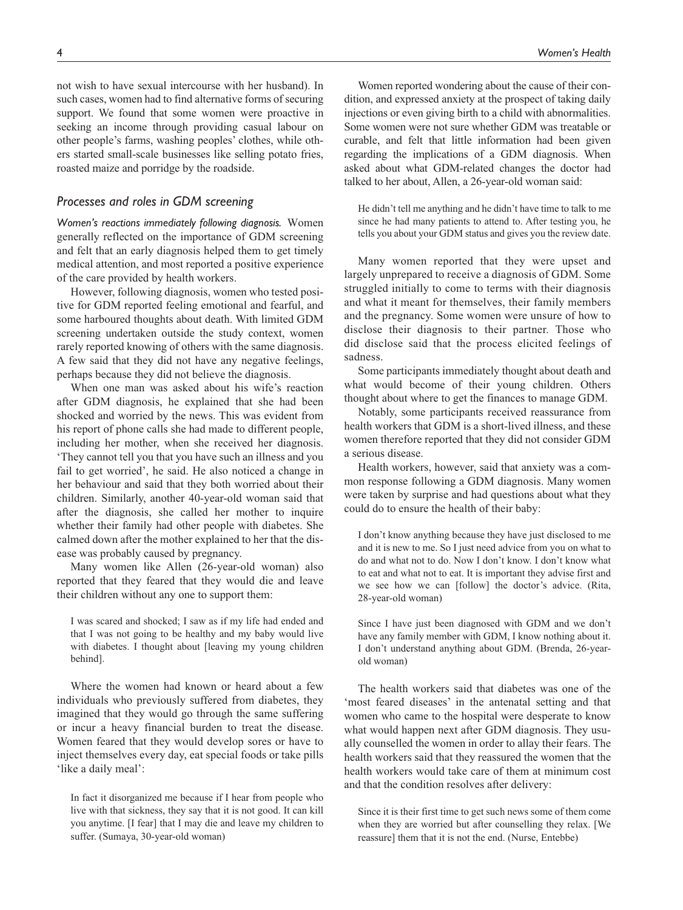not wish to have sexual intercourse with her husband). In such cases, women had to find alternative forms of securing support. We found that some women were proactive in seeking an income through providing casual labour on other people's farms, washing peoples' clothes, while others started small-scale businesses like selling potato fries, roasted maize and porridge by the roadside.

## *Processes and roles in GDM screening*

*Women's reactions immediately following diagnosis.* Women generally reflected on the importance of GDM screening and felt that an early diagnosis helped them to get timely medical attention, and most reported a positive experience of the care provided by health workers.

However, following diagnosis, women who tested positive for GDM reported feeling emotional and fearful, and some harboured thoughts about death. With limited GDM screening undertaken outside the study context, women rarely reported knowing of others with the same diagnosis. A few said that they did not have any negative feelings, perhaps because they did not believe the diagnosis.

When one man was asked about his wife's reaction after GDM diagnosis, he explained that she had been shocked and worried by the news. This was evident from his report of phone calls she had made to different people, including her mother, when she received her diagnosis. 'They cannot tell you that you have such an illness and you fail to get worried', he said. He also noticed a change in her behaviour and said that they both worried about their children. Similarly, another 40-year-old woman said that after the diagnosis, she called her mother to inquire whether their family had other people with diabetes. She calmed down after the mother explained to her that the disease was probably caused by pregnancy.

Many women like Allen (26-year-old woman) also reported that they feared that they would die and leave their children without any one to support them:

> I was scared and shocked; I saw as if my life had ended and that I was not going to be healthy and my baby would live with diabetes. I thought about [leaving my young children behind].

Where the women had known or heard about a few individuals who previously suffered from diabetes, they imagined that they would go through the same suffering or incur a heavy financial burden to treat the disease. Women feared that they would develop sores or have to inject themselves every day, eat special foods or take pills 'like a daily meal':

> In fact it disorganized me because if I hear from people who live with that sickness, they say that it is not good. It can kill you anytime. [I fear] that I may die and leave my children to suffer. (Sumaya, 30-year-old woman)

Women reported wondering about the cause of their condition, and expressed anxiety at the prospect of taking daily injections or even giving birth to a child with abnormalities. Some women were not sure whether GDM was treatable or curable, and felt that little information had been given regarding the implications of a GDM diagnosis. When asked about what GDM-related changes the doctor had talked to her about, Allen, a 26-year-old woman said:

> He didn't tell me anything and he didn't have time to talk to me since he had many patients to attend to. After testing you, he tells you about your GDM status and gives you the review date.

Many women reported that they were upset and largely unprepared to receive a diagnosis of GDM. Some struggled initially to come to terms with their diagnosis and what it meant for themselves, their family members and the pregnancy. Some women were unsure of how to disclose their diagnosis to their partner. Those who did disclose said that the process elicited feelings of sadness.

Some participants immediately thought about death and what would become of their young children. Others thought about where to get the finances to manage GDM.

Notably, some participants received reassurance from health workers that GDM is a short-lived illness, and these women therefore reported that they did not consider GDM a serious disease.

Health workers, however, said that anxiety was a common response following a GDM diagnosis. Many women were taken by surprise and had questions about what they could do to ensure the health of their baby:

> I don't know anything because they have just disclosed to me and it is new to me. So I just need advice from you on what to do and what not to do. Now I don't know. I don't know what to eat and what not to eat. It is important they advise first and we see how we can [follow] the doctor's advice. (Rita, 28-year-old woman)

> Since I have just been diagnosed with GDM and we don't have any family member with GDM, I know nothing about it. I don't understand anything about GDM. (Brenda, 26-year-old woman)

The health workers said that diabetes was one of the 'most feared diseases' in the antenatal setting and that women who came to the hospital were desperate to know what would happen next after GDM diagnosis. They usually counselled the women in order to allay their fears. The health workers said that they reassured the women that the health workers would take care of them at minimum cost and that the condition resolves after delivery:

> Since it is their first time to get such news some of them come when they are worried but after counselling they relax. [We reassure] them that it is not the end. (Nurse, Entebbe)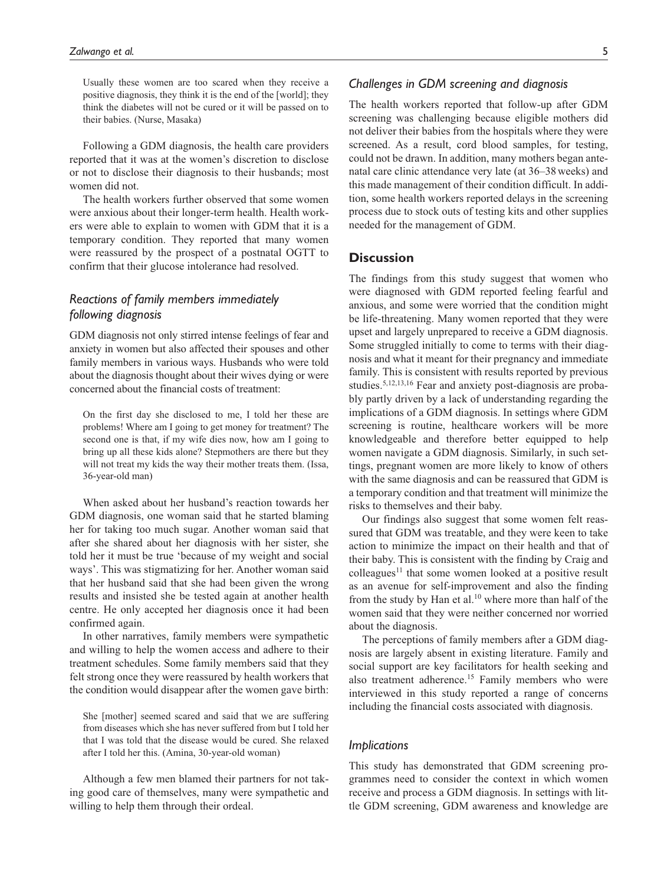> Usually these women are too scared when they receive a positive diagnosis, they think it is the end of the [world]; they think the diabetes will not be cured or it will be passed on to their babies. (Nurse, Masaka)

Following a GDM diagnosis, the health care providers reported that it was at the women's discretion to disclose or not to disclose their diagnosis to their husbands; most women did not.

The health workers further observed that some women were anxious about their longer-term health. Health workers were able to explain to women with GDM that it is a temporary condition. They reported that many women were reassured by the prospect of a postnatal OGTT to confirm that their glucose intolerance had resolved.

### *Reactions of family members immediately following diagnosis*

GDM diagnosis not only stirred intense feelings of fear and anxiety in women but also affected their spouses and other family members in various ways. Husbands who were told about the diagnosis thought about their wives dying or were concerned about the financial costs of treatment:

> On the first day she disclosed to me, I told her these are problems! Where am I going to get money for treatment? The second one is that, if my wife dies now, how am I going to bring up all these kids alone? Stepmothers are there but they will not treat my kids the way their mother treats them. (Issa, 36-year-old man)

When asked about her husband's reaction towards her GDM diagnosis, one woman said that he started blaming her for taking too much sugar. Another woman said that after she shared about her diagnosis with her sister, she told her it must be true 'because of my weight and social ways'. This was stigmatizing for her. Another woman said that her husband said that she had been given the wrong results and insisted she be tested again at another health centre. He only accepted her diagnosis once it had been confirmed again.

In other narratives, family members were sympathetic and willing to help the women access and adhere to their treatment schedules. Some family members said that they felt strong once they were reassured by health workers that the condition would disappear after the women gave birth:

> She [mother] seemed scared and said that we are suffering from diseases which she has never suffered from but I told her that I was told that the disease would be cured. She relaxed after I told her this. (Amina, 30-year-old woman)

Although a few men blamed their partners for not taking good care of themselves, many were sympathetic and willing to help them through their ordeal.

### *Challenges in GDM screening and diagnosis*

The health workers reported that follow-up after GDM screening was challenging because eligible mothers did not deliver their babies from the hospitals where they were screened. As a result, cord blood samples, for testing, could not be drawn. In addition, many mothers began antenatal care clinic attendance very late (at 36–38 weeks) and this made management of their condition difficult. In addition, some health workers reported delays in the screening process due to stock outs of testing kits and other supplies needed for the management of GDM.

## Discussion

The findings from this study suggest that women who were diagnosed with GDM reported feeling fearful and anxious, and some were worried that the condition might be life-threatening. Many women reported that they were upset and largely unprepared to receive a GDM diagnosis. Some struggled initially to come to terms with their diagnosis and what it meant for their pregnancy and immediate family. This is consistent with results reported by previous studies.[5,12,13,16] Fear and anxiety post-diagnosis are probably partly driven by a lack of understanding regarding the implications of a GDM diagnosis. In settings where GDM screening is routine, healthcare workers will be more knowledgeable and therefore better equipped to help women navigate a GDM diagnosis. Similarly, in such settings, pregnant women are more likely to know of others with the same diagnosis and can be reassured that GDM is a temporary condition and that treatment will minimize the risks to themselves and their baby.

Our findings also suggest that some women felt reassured that GDM was treatable, and they were keen to take action to minimize the impact on their health and that of their baby. This is consistent with the finding by Craig and colleagues[11] that some women looked at a positive result as an avenue for self-improvement and also the finding from the study by Han et al.[10] where more than half of the women said that they were neither concerned nor worried about the diagnosis.

The perceptions of family members after a GDM diagnosis are largely absent in existing literature. Family and social support are key facilitators for health seeking and also treatment adherence.[15] Family members who were interviewed in this study reported a range of concerns including the financial costs associated with diagnosis.

### *Implications*

This study has demonstrated that GDM screening programmes need to consider the context in which women receive and process a GDM diagnosis. In settings with little GDM screening, GDM awareness and knowledge are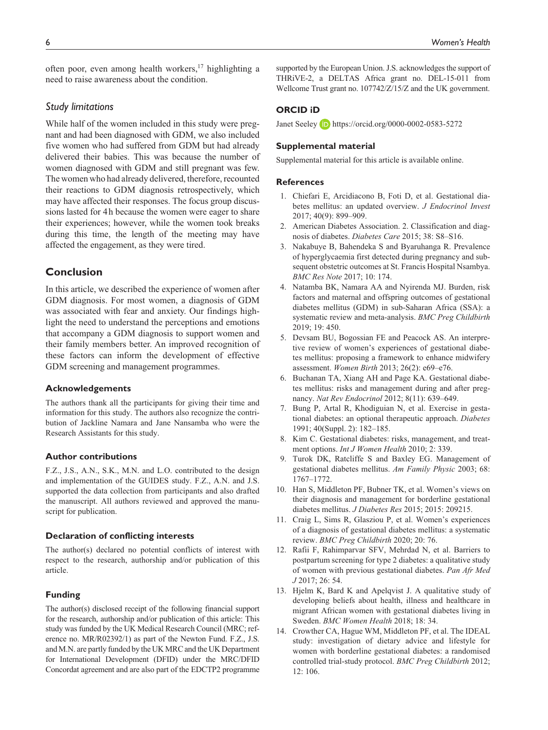often poor, even among health workers,[17] highlighting a need to raise awareness about the condition.

### Study limitations

While half of the women included in this study were pregnant and had been diagnosed with GDM, we also included five women who had suffered from GDM but had already delivered their babies. This was because the number of women diagnosed with GDM and still pregnant was few. The women who had already delivered, therefore, recounted their reactions to GDM diagnosis retrospectively, which may have affected their responses. The focus group discussions lasted for 4 h because the women were eager to share their experiences; however, while the women took breaks during this time, the length of the meeting may have affected the engagement, as they were tired.

## Conclusion

In this article, we described the experience of women after GDM diagnosis. For most women, a diagnosis of GDM was associated with fear and anxiety. Our findings highlight the need to understand the perceptions and emotions that accompany a GDM diagnosis to support women and their family members better. An improved recognition of these factors can inform the development of effective GDM screening and management programmes.

### Acknowledgements

The authors thank all the participants for giving their time and information for this study. The authors also recognize the contribution of Jackline Namara and Jane Nansamba who were the Research Assistants for this study.

### Author contributions

F.Z., J.S., A.N., S.K., M.N. and L.O. contributed to the design and implementation of the GUIDES study. F.Z., A.N. and J.S. supported the data collection from participants and also drafted the manuscript. All authors reviewed and approved the manuscript for publication.

### Declaration of conflicting interests

The author(s) declared no potential conflicts of interest with respect to the research, authorship and/or publication of this article.

### Funding

The author(s) disclosed receipt of the following financial support for the research, authorship and/or publication of this article: This study was funded by the UK Medical Research Council (MRC; reference no. MR/R02392/1) as part of the Newton Fund. F.Z., J.S. and M.N. are partly funded by the UK MRC and the UK Department for International Development (DFID) under the MRC/DFID Concordat agreement and are also part of the EDCTP2 programme supported by the European Union. J.S. acknowledges the support of THRiVE-2, a DELTAS Africa grant no. DEL-15-011 from Wellcome Trust grant no. 107742/Z/15/Z and the UK government.

### ORCID iD

Janet Seeley https://orcid.org/0000-0002-0583-5272

### Supplemental material

Supplemental material for this article is available online.

### References

1. Chiefari E, Arcidiacono B, Foti D, et al. Gestational diabetes mellitus: an updated overview. *J Endocrinol Invest* 2017; 40(9): 899–909.
2. American Diabetes Association. 2. Classification and diagnosis of diabetes. *Diabetes Care* 2015; 38: S8–S16.
3. Nakabuye B, Bahendeka S and Byaruhanga R. Prevalence of hyperglycaemia first detected during pregnancy and subsequent obstetric outcomes at St. Francis Hospital Nsambya. *BMC Res Note* 2017; 10: 174.
4. Natamba BK, Namara AA and Nyirenda MJ. Burden, risk factors and maternal and offspring outcomes of gestational diabetes mellitus (GDM) in sub-Saharan Africa (SSA): a systematic review and meta-analysis. *BMC Preg Childbirth* 2019; 19: 450.
5. Devsam BU, Bogossian FE and Peacock AS. An interpretive review of women's experiences of gestational diabetes mellitus: proposing a framework to enhance midwifery assessment. *Women Birth* 2013; 26(2): e69–e76.
6. Buchanan TA, Xiang AH and Page KA. Gestational diabetes mellitus: risks and management during and after pregnancy. *Nat Rev Endocrinol* 2012; 8(11): 639–649.
7. Bung P, Artal R, Khodiguian N, et al. Exercise in gestational diabetes: an optional therapeutic approach. *Diabetes* 1991; 40(Suppl. 2): 182–185.
8. Kim C. Gestational diabetes: risks, management, and treatment options. *Int J Women Health* 2010; 2: 339.
9. Turok DK, Ratcliffe S and Baxley EG. Management of gestational diabetes mellitus. *Am Family Physic* 2003; 68: 1767–1772.
10. Han S, Middleton PF, Bubner TK, et al. Women's views on their diagnosis and management for borderline gestational diabetes mellitus. *J Diabetes Res* 2015; 2015: 209215.
11. Craig L, Sims R, Glasziou P, et al. Women's experiences of a diagnosis of gestational diabetes mellitus: a systematic review. *BMC Preg Childbirth* 2020; 20: 76.
12. Rafii F, Rahimparvar SFV, Mehrdad N, et al. Barriers to postpartum screening for type 2 diabetes: a qualitative study of women with previous gestational diabetes. *Pan Afr Med J* 2017; 26: 54.
13. Hjelm K, Bard K and Apelqvist J. A qualitative study of developing beliefs about health, illness and healthcare in migrant African women with gestational diabetes living in Sweden. *BMC Women Health* 2018; 18: 34.
14. Crowther CA, Hague WM, Middleton PF, et al. The IDEAL study: investigation of dietary advice and lifestyle for women with borderline gestational diabetes: a randomised controlled trial-study protocol. *BMC Preg Childbirth* 2012; 12: 106.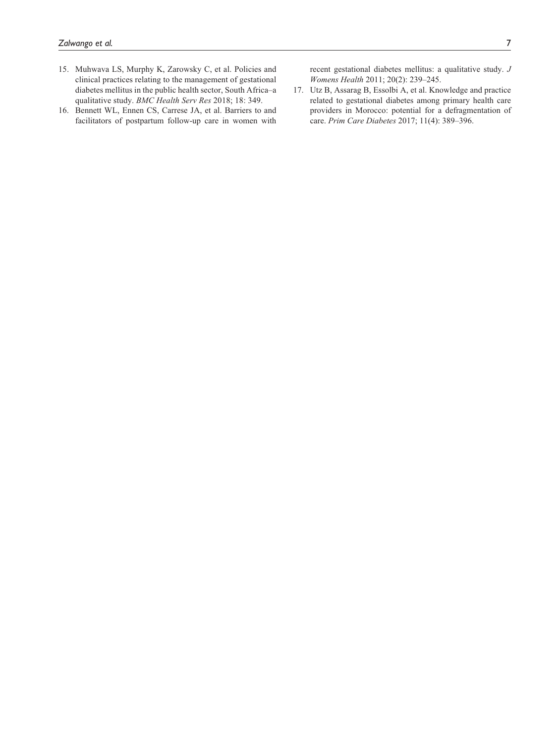15. Muhwava LS, Murphy K, Zarowsky C, et al. Policies and clinical practices relating to the management of gestational diabetes mellitus in the public health sector, South Africa–a qualitative study. *BMC Health Serv Res* 2018; 18: 349.
16. Bennett WL, Ennen CS, Carrese JA, et al. Barriers to and facilitators of postpartum follow-up care in women with recent gestational diabetes mellitus: a qualitative study. *J Womens Health* 2011; 20(2): 239–245.
17. Utz B, Assarag B, Essolbi A, et al. Knowledge and practice related to gestational diabetes among primary health care providers in Morocco: potential for a defragmentation of care. *Prim Care Diabetes* 2017; 11(4): 389–396.